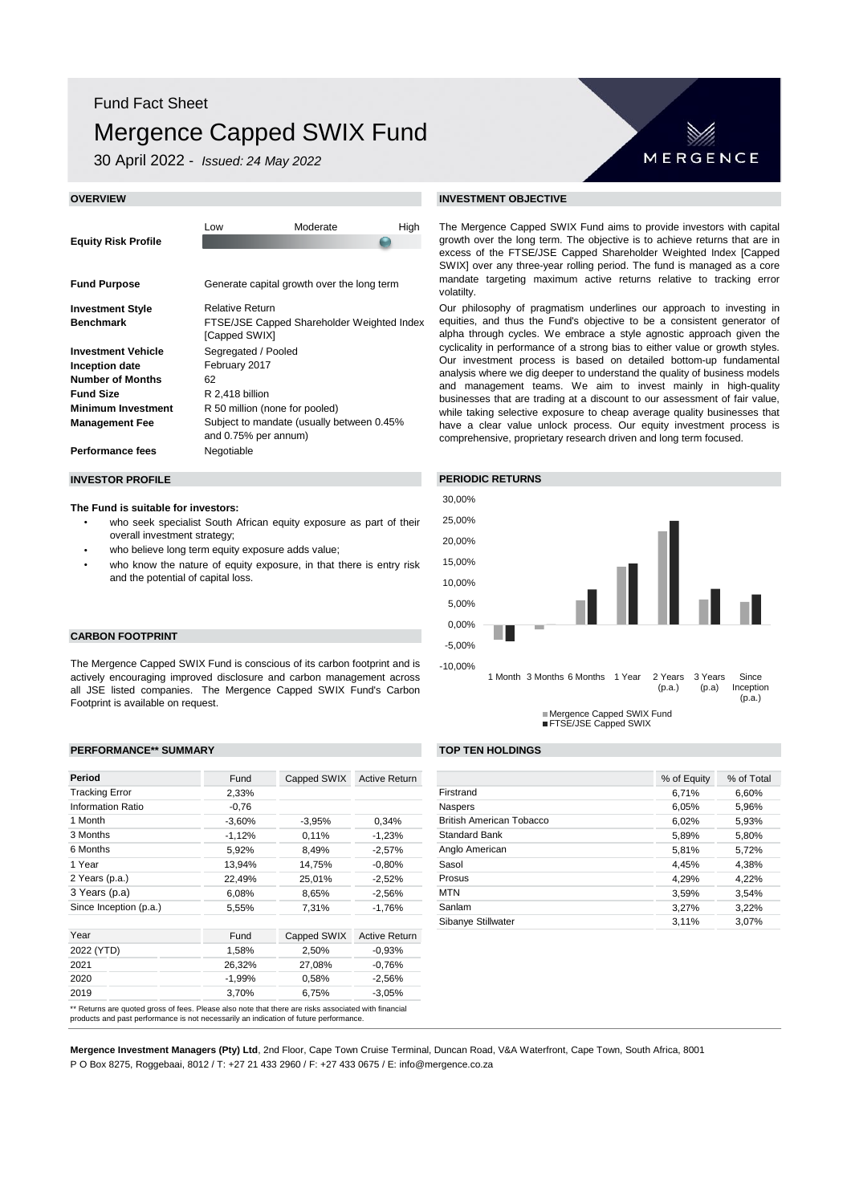Fund Fact Sheet

# Mergence Capped SWIX Fund

30 April 2022 - *Issued: 24 May 2022*

MERGENCE

## OVERVIEW

| | |
|---|---|
| **Equity Risk Profile** | Low / Moderate / High |
| **Fund Purpose** | Generate capital growth over the long term |
| **Investment Style** | Relative Return |
| **Benchmark** | FTSE/JSE Capped Shareholder Weighted Index [Capped SWIX] |
| **Investment Vehicle** | Segregated / Pooled |
| **Inception date** | February 2017 |
| **Number of Months** | 62 |
| **Fund Size** | R 2,418 billion |
| **Minimum Investment** | R 50 million (none for pooled) |
| **Management Fee** | Subject to mandate (usually between 0.45% and 0.75% per annum) |
| **Performance fees** | Negotiable |

## INVESTMENT OBJECTIVE

The Mergence Capped SWIX Fund aims to provide investors with capital growth over the long term. The objective is to achieve returns that are in excess of the FTSE/JSE Capped Shareholder Weighted Index [Capped SWIX] over any three-year rolling period. The fund is managed as a core mandate targeting maximum active returns relative to tracking error volatilty.

Our philosophy of pragmatism underlines our approach to investing in equities, and thus the Fund's objective to be a consistent generator of alpha through cycles. We embrace a style agnostic approach given the cyclicality in performance of a strong bias to either value or growth styles. Our investment process is based on detailed bottom-up fundamental analysis where we dig deeper to understand the quality of business models and management teams. We aim to invest mainly in high-quality businesses that are trading at a discount to our assessment of fair value, while taking selective exposure to cheap average quality businesses that have a clear value unlock process. Our equity investment process is comprehensive, proprietary research driven and long term focused.

## INVESTOR PROFILE

**The Fund is suitable for investors:**

- who seek specialist South African equity exposure as part of their overall investment strategy;
- who believe long term equity exposure adds value;
- who know the nature of equity exposure, in that there is entry risk and the potential of capital loss.

## CARBON FOOTPRINT

The Mergence Capped SWIX Fund is conscious of its carbon footprint and is actively encouraging improved disclosure and carbon management across all JSE listed companies. The Mergence Capped SWIX Fund's Carbon Footprint is available on request.

## PERIODIC RETURNS

| | 1 Month | 3 Months | 6 Months | 1 Year | 2 Years (p.a.) | 3 Years (p.a) | Since Inception (p.a.) |
|---|---|---|---|---|---|---|---|
| Mergence Capped SWIX Fund | -3,60% | -1,12% | 5,92% | 13,94% | 22,49% | 6,08% | 5,55% |
| FTSE/JSE Capped SWIX | -3,95% | 0,11% | 8,49% | 14,75% | 25,01% | 8,65% | 7,31% |

## PERFORMANCE** SUMMARY

| Period | Fund | Capped SWIX | Active Return |
|---|---|---|---|
| Tracking Error | 2,33% | | |
| Information Ratio | -0,76 | | |
| 1 Month | -3,60% | -3,95% | 0,34% |
| 3 Months | -1,12% | 0,11% | -1,23% |
| 6 Months | 5,92% | 8,49% | -2,57% |
| 1 Year | 13,94% | 14,75% | -0,80% |
| 2 Years (p.a.) | 22,49% | 25,01% | -2,52% |
| 3 Years (p.a) | 6,08% | 8,65% | -2,56% |
| Since Inception (p.a.) | 5,55% | 7,31% | -1,76% |

| Year | Fund | Capped SWIX | Active Return |
|---|---|---|---|
| 2022 (YTD) | 1,58% | 2,50% | -0,93% |
| 2021 | 26,32% | 27,08% | -0,76% |
| 2020 | -1,99% | 0,58% | -2,56% |
| 2019 | 3,70% | 6,75% | -3,05% |

** Returns are quoted gross of fees. Please also note that there are risks associated with financial products and past performance is not necessarily an indication of future performance.

## TOP TEN HOLDINGS

| | % of Equity | % of Total |
|---|---|---|
| Firstrand | 6,71% | 6,60% |
| Naspers | 6,05% | 5,96% |
| British American Tobacco | 6,02% | 5,93% |
| Standard Bank | 5,89% | 5,80% |
| Anglo American | 5,81% | 5,72% |
| Sasol | 4,45% | 4,38% |
| Prosus | 4,29% | 4,22% |
| MTN | 3,59% | 3,54% |
| Sanlam | 3,27% | 3,22% |
| Sibanye Stillwater | 3,11% | 3,07% |

**Mergence Investment Managers (Pty) Ltd**, 2nd Floor, Cape Town Cruise Terminal, Duncan Road, V&A Waterfront, Cape Town, South Africa, 8001
P O Box 8275, Roggebaai, 8012 / T: +27 21 433 2960 / F: +27 433 0675 / E: info@mergence.co.za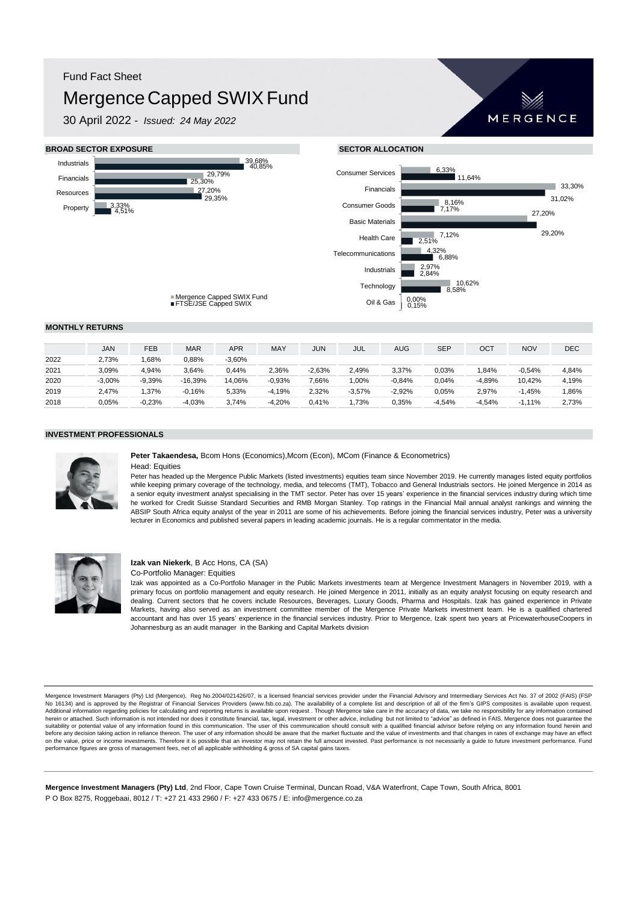Fund Fact Sheet

# Mergence Capped SWIX Fund

30 April 2022 - *Issued: 24 May 2022*

MERGENCE

## BROAD SECTOR EXPOSURE

Industrials
39,68%
40,85%
Financials
29,79%
25,30%
Resources
27,20%
29,35%
Property
3,33%
4,51%

Mergence Capped SWIX Fund
FTSE/JSE Capped SWIX

## SECTOR ALLOCATION

Consumer Services
6,33%
11,64%
Financials
33,30%
31,02%
Consumer Goods
8,16%
7,17%
Basic Materials
27,20%
29,20%
Health Care
7,12%
2,51%
Telecommunications
4,32%
6,88%
Industrials
2,97%
2,84%
Technology
10,62%
8,58%
Oil & Gas
0,00%
0,15%

## MONTHLY RETURNS

| | JAN | FEB | MAR | APR | MAY | JUN | JUL | AUG | SEP | OCT | NOV | DEC |
|---|---|---|---|---|---|---|---|---|---|---|---|---|
| 2022 | 2,73% | 1,68% | 0,88% | -3,60% | | | | | | | | |
| 2021 | 3,09% | 4,94% | 3,64% | 0,44% | 2,36% | -2,63% | 2,49% | 3,37% | 0,03% | 1,84% | -0,54% | 4,84% |
| 2020 | -3,00% | -9,39% | -16,39% | 14,06% | -0,93% | 7,66% | 1,00% | -0,84% | 0,04% | -4,89% | 10,42% | 4,19% |
| 2019 | 2,47% | 1,37% | -0,16% | 5,33% | -4,19% | 2,32% | -3,57% | -2,92% | 0,05% | 2,97% | -1,45% | 1,86% |
| 2018 | 0,05% | -0,23% | -4,03% | 3,74% | -4,20% | 0,41% | 1,73% | 0,35% | -4,54% | -4,54% | -1,11% | 2,73% |

## INVESTMENT PROFESSIONALS

**Peter Takaendesa,** Bcom Hons (Economics),Mcom (Econ), MCom (Finance & Econometrics)
Head: Equities

Peter has headed up the Mergence Public Markets (listed investments) equities team since November 2019. He currently manages listed equity portfolios while keeping primary coverage of the technology, media, and telecoms (TMT), Tobacco and General Industrials sectors. He joined Mergence in 2014 as a senior equity investment analyst specialising in the TMT sector. Peter has over 15 years' experience in the financial services industry during which time he worked for Credit Suisse Standard Securities and RMB Morgan Stanley. Top ratings in the Financial Mail annual analyst rankings and winning the ABSIP South Africa equity analyst of the year in 2011 are some of his achievements. Before joining the financial services industry, Peter was a university lecturer in Economics and published several papers in leading academic journals. He is a regular commentator in the media.

**Izak van Niekerk**, B Acc Hons, CA (SA)
Co-Portfolio Manager: Equities

Izak was appointed as a Co-Portfolio Manager in the Public Markets investments team at Mergence Investment Managers in November 2019, with a primary focus on portfolio management and equity research. He joined Mergence in 2011, initially as an equity analyst focusing on equity research and dealing. Current sectors that he covers include Resources, Beverages, Luxury Goods, Pharma and Hospitals. Izak has gained experience in Private Markets, having also served as an investment committee member of the Mergence Private Markets investment team. He is a qualified chartered accountant and has over 15 years' experience in the financial services industry. Prior to Mergence, Izak spent two years at PricewaterhouseCoopers in Johannesburg as an audit manager in the Banking and Capital Markets division

Mergence Investment Managers (Pty) Ltd (Mergence), Reg No.2004/021426/07, is a licensed financial services provider under the Financial Advisory and Intermediary Services Act No. 37 of 2002 (FAIS) (FSP No 16134) and is approved by the Registrar of Financial Services Providers (www.fsb.co.za). The availability of a complete list and description of all of the firm's GIPS composites is available upon request. Additional information regarding policies for calculating and reporting returns is available upon request . Though Mergence take care in the accuracy of data, we take no responsibility for any information contained herein or attached. Such information is not intended nor does it constitute financial, tax, legal, investment or other advice, including but not limited to "advice" as defined in FAIS. Mergence does not guarantee the suitability or potential value of any information found in this communication. The user of this communication should consult with a qualified financial advisor before relying on any information found herein and before any decision taking action in reliance thereon. The user of any information should be aware that the market fluctuate and the value of investments and that changes in rates of exchange may have an effect on the value, price or income investments. Therefore it is possible that an investor may not retain the full amount invested. Past performance is not necessarily a guide to future investment performance. Fund performance figures are gross of management fees, net of all applicable withholding & gross of SA capital gains taxes.

**Mergence Investment Managers (Pty) Ltd**, 2nd Floor, Cape Town Cruise Terminal, Duncan Road, V&A Waterfront, Cape Town, South Africa, 8001
P O Box 8275, Roggebaai, 8012 / T: +27 21 433 2960 / F: +27 433 0675 / E: info@mergence.co.za